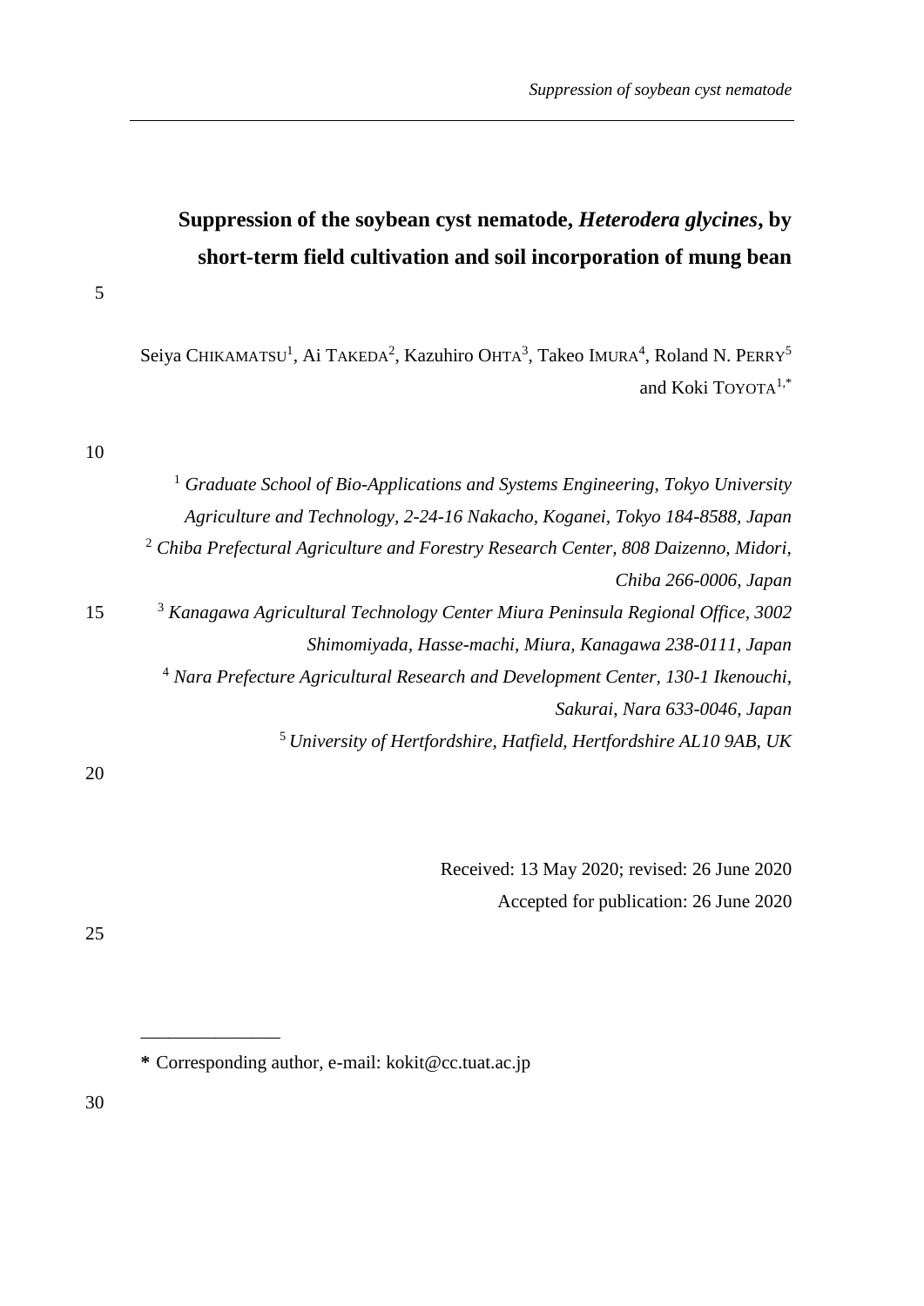# Suppression of the soybean cyst nematode, *Heterodera glycines*, by short-term field cultivation and soil incorporation of mung bean

Seiya CHIKAMATSU[1], Ai TAKEDA[2], Kazuhiro OHTA[3], Takeo IMURA[4], Roland N. PERRY[5] and Koki TOYOTA[1,*]

[1] *Graduate School of Bio-Applications and Systems Engineering, Tokyo University Agriculture and Technology, 2-24-16 Nakacho, Koganei, Tokyo 184-8588, Japan*

[2] *Chiba Prefectural Agriculture and Forestry Research Center, 808 Daizenno, Midori, Chiba 266-0006, Japan*

[3] *Kanagawa Agricultural Technology Center Miura Peninsula Regional Office, 3002 Shimomiyada, Hasse-machi, Miura, Kanagawa 238-0111, Japan*

[4] *Nara Prefecture Agricultural Research and Development Center, 130-1 Ikenouchi, Sakurai, Nara 633-0046, Japan*

[5] *University of Hertfordshire, Hatfield, Hertfordshire AL10 9AB, UK*

Received: 13 May 2020; revised: 26 June 2020
Accepted for publication: 26 June 2020

---

**\*** Corresponding author, e-mail: kokit@cc.tuat.ac.jp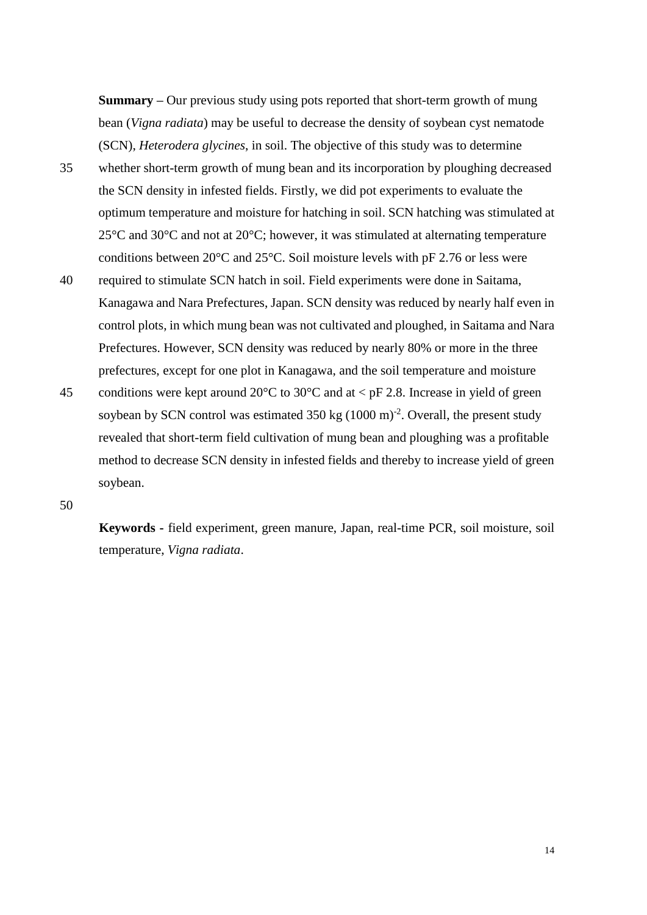**Summary –** Our previous study using pots reported that short-term growth of mung bean (*Vigna radiata*) may be useful to decrease the density of soybean cyst nematode (SCN), *Heterodera glycines*, in soil. The objective of this study was to determine whether short-term growth of mung bean and its incorporation by ploughing decreased the SCN density in infested fields. Firstly, we did pot experiments to evaluate the optimum temperature and moisture for hatching in soil. SCN hatching was stimulated at 25°C and 30°C and not at 20°C; however, it was stimulated at alternating temperature conditions between 20°C and 25°C. Soil moisture levels with pF 2.76 or less were required to stimulate SCN hatch in soil. Field experiments were done in Saitama, Kanagawa and Nara Prefectures, Japan. SCN density was reduced by nearly half even in control plots, in which mung bean was not cultivated and ploughed, in Saitama and Nara Prefectures. However, SCN density was reduced by nearly 80% or more in the three prefectures, except for one plot in Kanagawa, and the soil temperature and moisture conditions were kept around 20°C to 30°C and at < pF 2.8. Increase in yield of green soybean by SCN control was estimated 350 kg $(1000\ \text{m})^{-2}$. Overall, the present study revealed that short-term field cultivation of mung bean and ploughing was a profitable method to decrease SCN density in infested fields and thereby to increase yield of green soybean.

**Keywords -** field experiment, green manure, Japan, real-time PCR, soil moisture, soil temperature, *Vigna radiata*.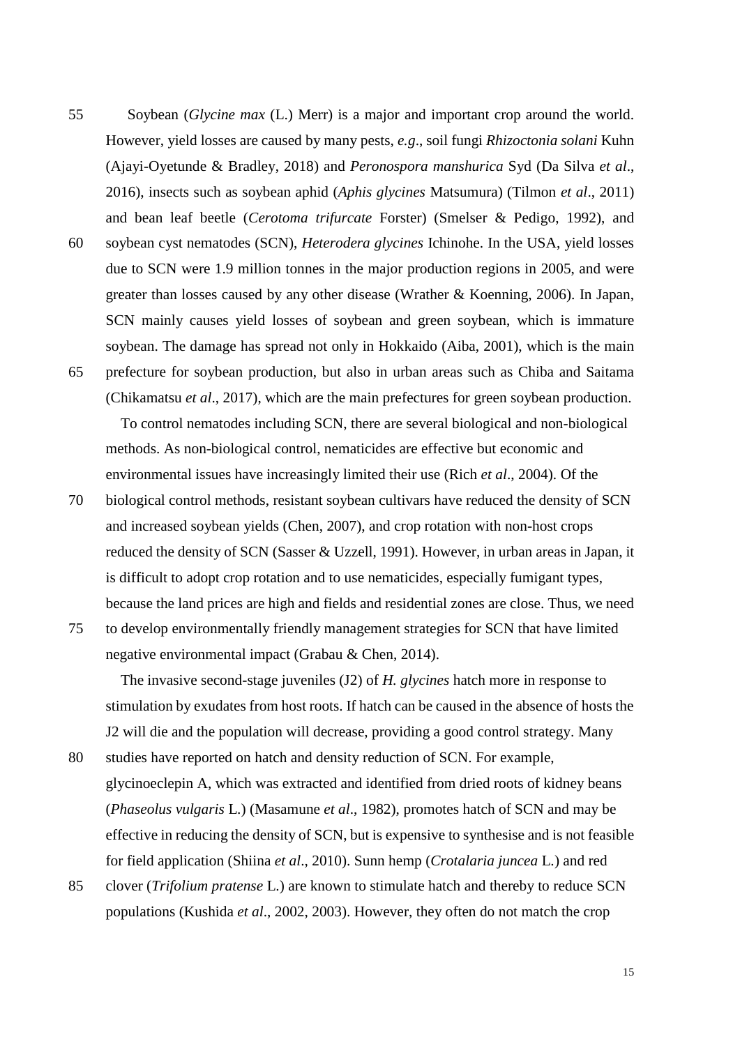Soybean (*Glycine max* (L.) Merr) is a major and important crop around the world. However, yield losses are caused by many pests, *e.g*., soil fungi *Rhizoctonia solani* Kuhn (Ajayi-Oyetunde & Bradley, 2018) and *Peronospora manshurica* Syd (Da Silva *et al*., 2016), insects such as soybean aphid (*Aphis glycines* Matsumura) (Tilmon *et al*., 2011) and bean leaf beetle (*Cerotoma trifurcate* Forster) (Smelser & Pedigo, 1992), and soybean cyst nematodes (SCN), *Heterodera glycines* Ichinohe. In the USA, yield losses due to SCN were 1.9 million tonnes in the major production regions in 2005, and were greater than losses caused by any other disease (Wrather & Koenning, 2006). In Japan, SCN mainly causes yield losses of soybean and green soybean, which is immature soybean. The damage has spread not only in Hokkaido (Aiba, 2001), which is the main prefecture for soybean production, but also in urban areas such as Chiba and Saitama (Chikamatsu *et al*., 2017), which are the main prefectures for green soybean production.

To control nematodes including SCN, there are several biological and non-biological methods. As non-biological control, nematicides are effective but economic and environmental issues have increasingly limited their use (Rich *et al*., 2004). Of the biological control methods, resistant soybean cultivars have reduced the density of SCN and increased soybean yields (Chen, 2007), and crop rotation with non-host crops reduced the density of SCN (Sasser & Uzzell, 1991). However, in urban areas in Japan, it is difficult to adopt crop rotation and to use nematicides, especially fumigant types, because the land prices are high and fields and residential zones are close. Thus, we need to develop environmentally friendly management strategies for SCN that have limited negative environmental impact (Grabau & Chen, 2014).

The invasive second-stage juveniles (J2) of *H. glycines* hatch more in response to stimulation by exudates from host roots. If hatch can be caused in the absence of hosts the J2 will die and the population will decrease, providing a good control strategy. Many studies have reported on hatch and density reduction of SCN. For example, glycinoeclepin A, which was extracted and identified from dried roots of kidney beans (*Phaseolus vulgaris* L.) (Masamune *et al*., 1982), promotes hatch of SCN and may be effective in reducing the density of SCN, but is expensive to synthesise and is not feasible for field application (Shiina *et al*., 2010). Sunn hemp (*Crotalaria juncea* L.) and red clover (*Trifolium pratense* L.) are known to stimulate hatch and thereby to reduce SCN populations (Kushida *et al*., 2002, 2003). However, they often do not match the crop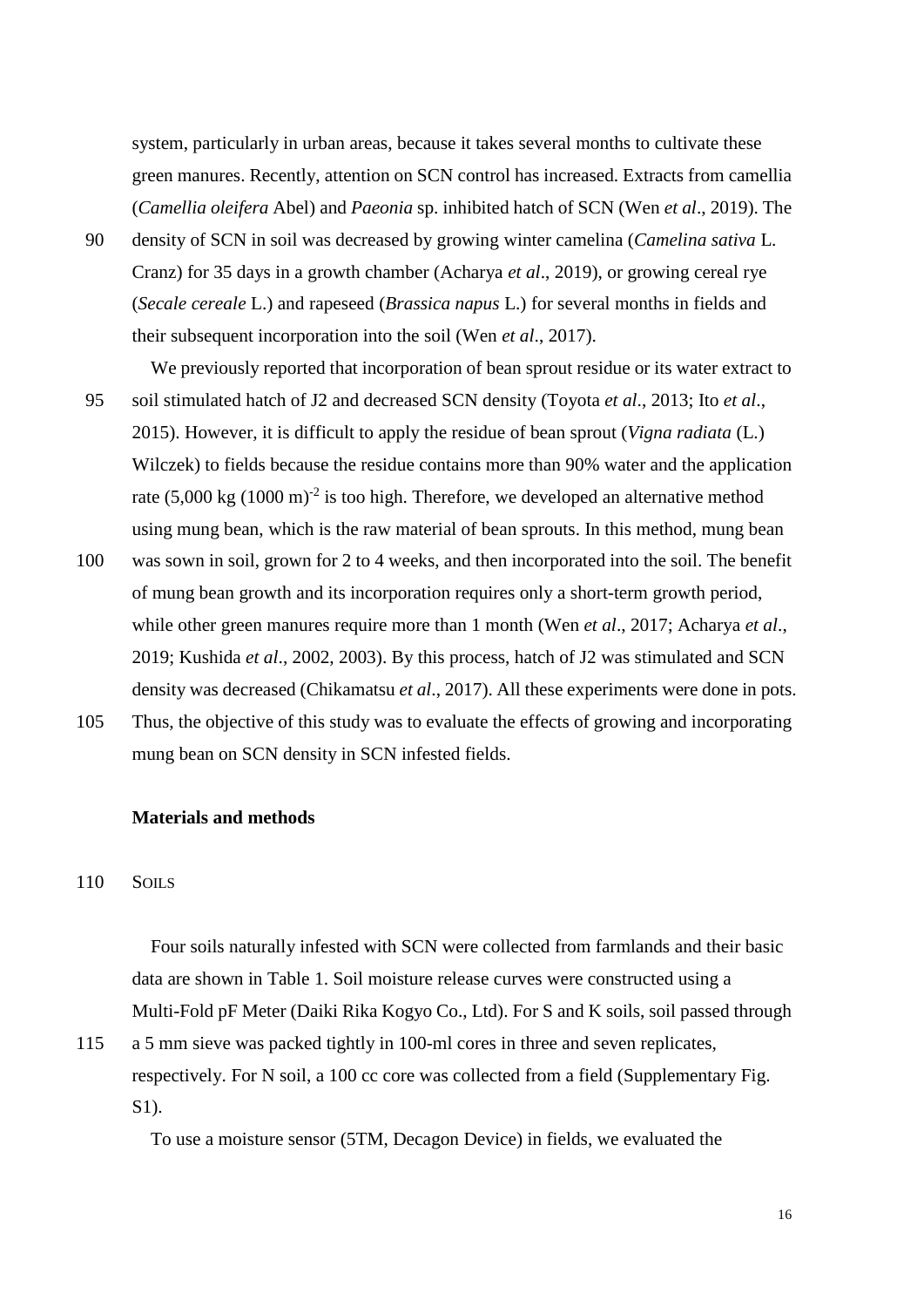system, particularly in urban areas, because it takes several months to cultivate these green manures. Recently, attention on SCN control has increased. Extracts from camellia (*Camellia oleifera* Abel) and *Paeonia* sp. inhibited hatch of SCN (Wen *et al*., 2019). The density of SCN in soil was decreased by growing winter camelina (*Camelina sativa* L. Cranz) for 35 days in a growth chamber (Acharya *et al*., 2019), or growing cereal rye (*Secale cereale* L.) and rapeseed (*Brassica napus* L.) for several months in fields and their subsequent incorporation into the soil (Wen *et al*., 2017).

We previously reported that incorporation of bean sprout residue or its water extract to soil stimulated hatch of J2 and decreased SCN density (Toyota *et al*., 2013; Ito *et al*., 2015). However, it is difficult to apply the residue of bean sprout (*Vigna radiata* (L.) Wilczek) to fields because the residue contains more than 90% water and the application rate (5,000 kg $(1000\ \mathrm{m})^{-2}$ is too high. Therefore, we developed an alternative method using mung bean, which is the raw material of bean sprouts. In this method, mung bean was sown in soil, grown for 2 to 4 weeks, and then incorporated into the soil. The benefit of mung bean growth and its incorporation requires only a short-term growth period, while other green manures require more than 1 month (Wen *et al*., 2017; Acharya *et al*., 2019; Kushida *et al*., 2002, 2003). By this process, hatch of J2 was stimulated and SCN density was decreased (Chikamatsu *et al*., 2017). All these experiments were done in pots. Thus, the objective of this study was to evaluate the effects of growing and incorporating mung bean on SCN density in SCN infested fields.

## Materials and methods

### Soils

Four soils naturally infested with SCN were collected from farmlands and their basic data are shown in Table 1. Soil moisture release curves were constructed using a Multi-Fold pF Meter (Daiki Rika Kogyo Co., Ltd). For S and K soils, soil passed through a 5 mm sieve was packed tightly in 100-ml cores in three and seven replicates, respectively. For N soil, a 100 cc core was collected from a field (Supplementary Fig. S1).

To use a moisture sensor (5TM, Decagon Device) in fields, we evaluated the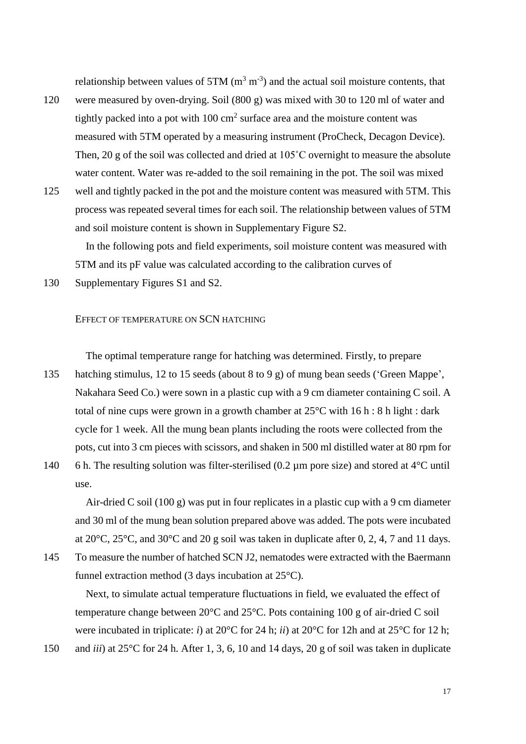relationship between values of 5TM ($m^3$ $m^{-3}$) and the actual soil moisture contents, that were measured by oven-drying. Soil (800 g) was mixed with 30 to 120 ml of water and tightly packed into a pot with 100 $cm^2$ surface area and the moisture content was measured with 5TM operated by a measuring instrument (ProCheck, Decagon Device). Then, 20 g of the soil was collected and dried at 105˚C overnight to measure the absolute water content. Water was re-added to the soil remaining in the pot. The soil was mixed well and tightly packed in the pot and the moisture content was measured with 5TM. This process was repeated several times for each soil. The relationship between values of 5TM and soil moisture content is shown in Supplementary Figure S2.

In the following pots and field experiments, soil moisture content was measured with 5TM and its pF value was calculated according to the calibration curves of Supplementary Figures S1 and S2.

### EFFECT OF TEMPERATURE ON SCN HATCHING

The optimal temperature range for hatching was determined. Firstly, to prepare hatching stimulus, 12 to 15 seeds (about 8 to 9 g) of mung bean seeds ('Green Mappe', Nakahara Seed Co.) were sown in a plastic cup with a 9 cm diameter containing C soil. A total of nine cups were grown in a growth chamber at 25°C with 16 h : 8 h light : dark cycle for 1 week. All the mung bean plants including the roots were collected from the pots, cut into 3 cm pieces with scissors, and shaken in 500 ml distilled water at 80 rpm for 6 h. The resulting solution was filter-sterilised (0.2 µm pore size) and stored at 4°C until use.

Air-dried C soil (100 g) was put in four replicates in a plastic cup with a 9 cm diameter and 30 ml of the mung bean solution prepared above was added. The pots were incubated at 20°C, 25°C, and 30°C and 20 g soil was taken in duplicate after 0, 2, 4, 7 and 11 days. To measure the number of hatched SCN J2, nematodes were extracted with the Baermann funnel extraction method (3 days incubation at 25°C).

Next, to simulate actual temperature fluctuations in field, we evaluated the effect of temperature change between 20°C and 25°C. Pots containing 100 g of air-dried C soil were incubated in triplicate: *i*) at 20°C for 24 h; *ii*) at 20°C for 12h and at 25°C for 12 h; and *iii*) at 25°C for 24 h. After 1, 3, 6, 10 and 14 days, 20 g of soil was taken in duplicate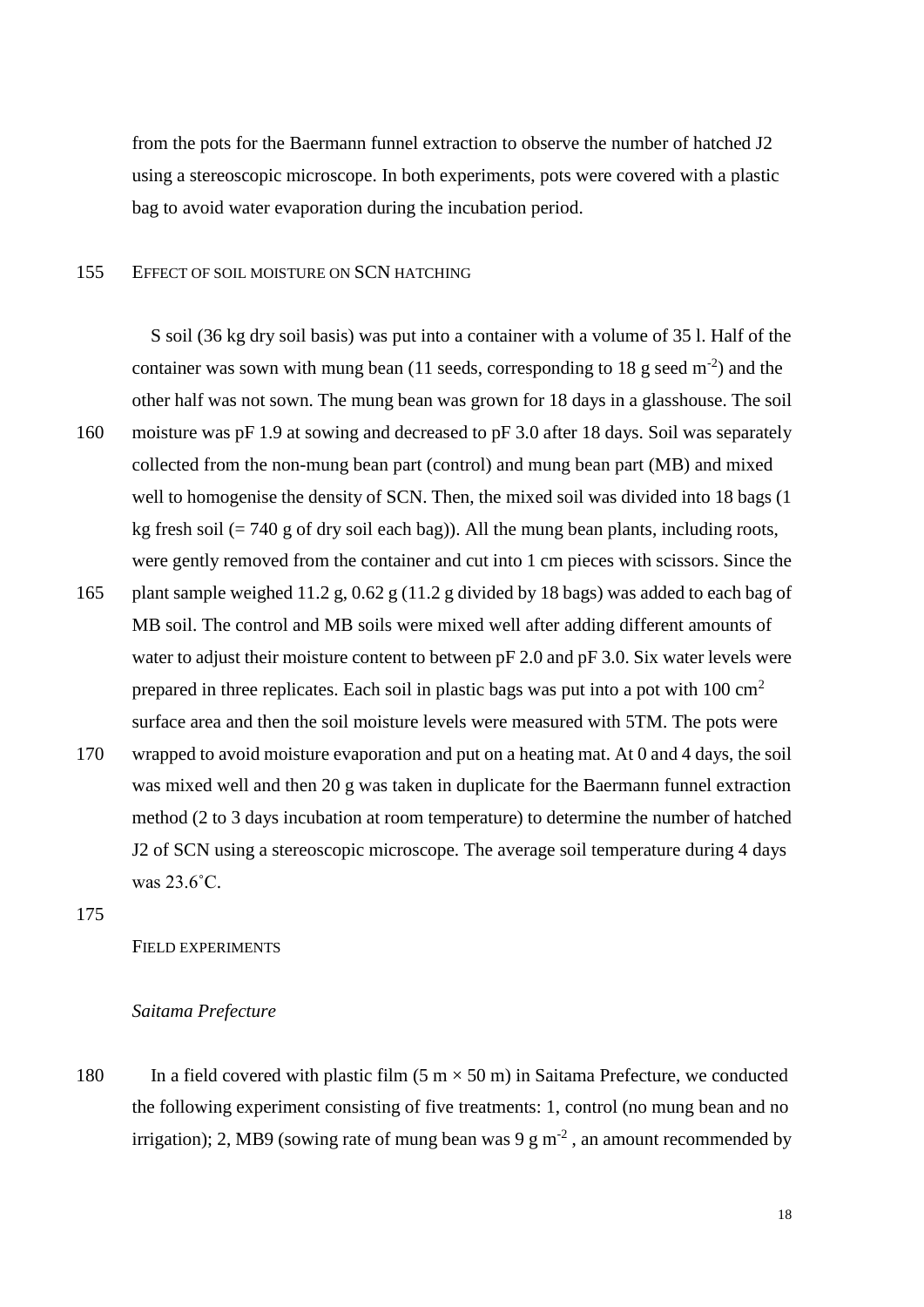from the pots for the Baermann funnel extraction to observe the number of hatched J2 using a stereoscopic microscope. In both experiments, pots were covered with a plastic bag to avoid water evaporation during the incubation period.

## EFFECT OF SOIL MOISTURE ON SCN HATCHING

S soil (36 kg dry soil basis) was put into a container with a volume of 35 l. Half of the container was sown with mung bean (11 seeds, corresponding to 18 g seed $m^{-2}$) and the other half was not sown. The mung bean was grown for 18 days in a glasshouse. The soil moisture was pF 1.9 at sowing and decreased to pF 3.0 after 18 days. Soil was separately collected from the non-mung bean part (control) and mung bean part (MB) and mixed well to homogenise the density of SCN. Then, the mixed soil was divided into 18 bags (1 kg fresh soil (= 740 g of dry soil each bag)). All the mung bean plants, including roots, were gently removed from the container and cut into 1 cm pieces with scissors. Since the plant sample weighed 11.2 g, 0.62 g (11.2 g divided by 18 bags) was added to each bag of MB soil. The control and MB soils were mixed well after adding different amounts of water to adjust their moisture content to between pF 2.0 and pF 3.0. Six water levels were prepared in three replicates. Each soil in plastic bags was put into a pot with 100 $cm^2$ surface area and then the soil moisture levels were measured with 5TM. The pots were wrapped to avoid moisture evaporation and put on a heating mat. At 0 and 4 days, the soil was mixed well and then 20 g was taken in duplicate for the Baermann funnel extraction method (2 to 3 days incubation at room temperature) to determine the number of hatched J2 of SCN using a stereoscopic microscope. The average soil temperature during 4 days was 23.6˚C.

## FIELD EXPERIMENTS

### *Saitama Prefecture*

In a field covered with plastic film (5 m × 50 m) in Saitama Prefecture, we conducted the following experiment consisting of five treatments: 1, control (no mung bean and no irrigation); 2, MB9 (sowing rate of mung bean was 9 g $m^{-2}$ , an amount recommended by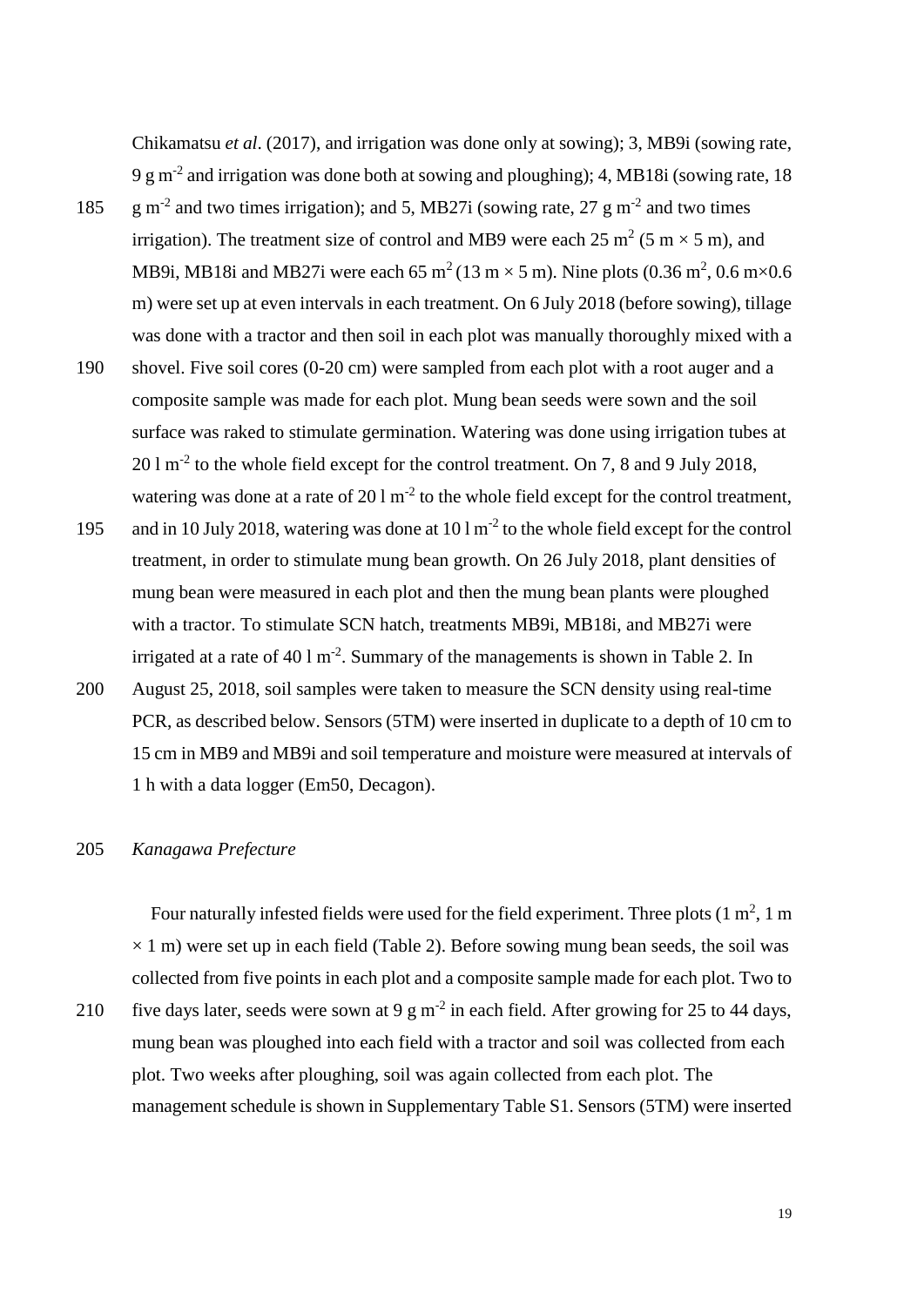Chikamatsu *et al*. (2017), and irrigation was done only at sowing); 3, MB9i (sowing rate, 9 g $m^{-2}$ and irrigation was done both at sowing and ploughing); 4, MB18i (sowing rate, 18 g $m^{-2}$ and two times irrigation); and 5, MB27i (sowing rate, 27 g $m^{-2}$ and two times irrigation). The treatment size of control and MB9 were each 25 $m^2$ (5 m × 5 m), and MB9i, MB18i and MB27i were each 65 $m^2$ (13 m × 5 m). Nine plots (0.36 $m^2$, 0.6 m×0.6 m) were set up at even intervals in each treatment. On 6 July 2018 (before sowing), tillage was done with a tractor and then soil in each plot was manually thoroughly mixed with a shovel. Five soil cores (0-20 cm) were sampled from each plot with a root auger and a composite sample was made for each plot. Mung bean seeds were sown and the soil surface was raked to stimulate germination. Watering was done using irrigation tubes at 20 l $m^{-2}$ to the whole field except for the control treatment. On 7, 8 and 9 July 2018, watering was done at a rate of 20 l $m^{-2}$ to the whole field except for the control treatment, and in 10 July 2018, watering was done at 10 l $m^{-2}$ to the whole field except for the control treatment, in order to stimulate mung bean growth. On 26 July 2018, plant densities of mung bean were measured in each plot and then the mung bean plants were ploughed with a tractor. To stimulate SCN hatch, treatments MB9i, MB18i, and MB27i were irrigated at a rate of 40 l $m^{-2}$. Summary of the managements is shown in Table 2. In August 25, 2018, soil samples were taken to measure the SCN density using real-time PCR, as described below. Sensors (5TM) were inserted in duplicate to a depth of 10 cm to 15 cm in MB9 and MB9i and soil temperature and moisture were measured at intervals of 1 h with a data logger (Em50, Decagon).

*Kanagawa Prefecture*

Four naturally infested fields were used for the field experiment. Three plots (1 $m^2$, 1 m × 1 m) were set up in each field (Table 2). Before sowing mung bean seeds, the soil was collected from five points in each plot and a composite sample made for each plot. Two to five days later, seeds were sown at 9 g $m^{-2}$ in each field. After growing for 25 to 44 days, mung bean was ploughed into each field with a tractor and soil was collected from each plot. Two weeks after ploughing, soil was again collected from each plot. The management schedule is shown in Supplementary Table S1. Sensors (5TM) were inserted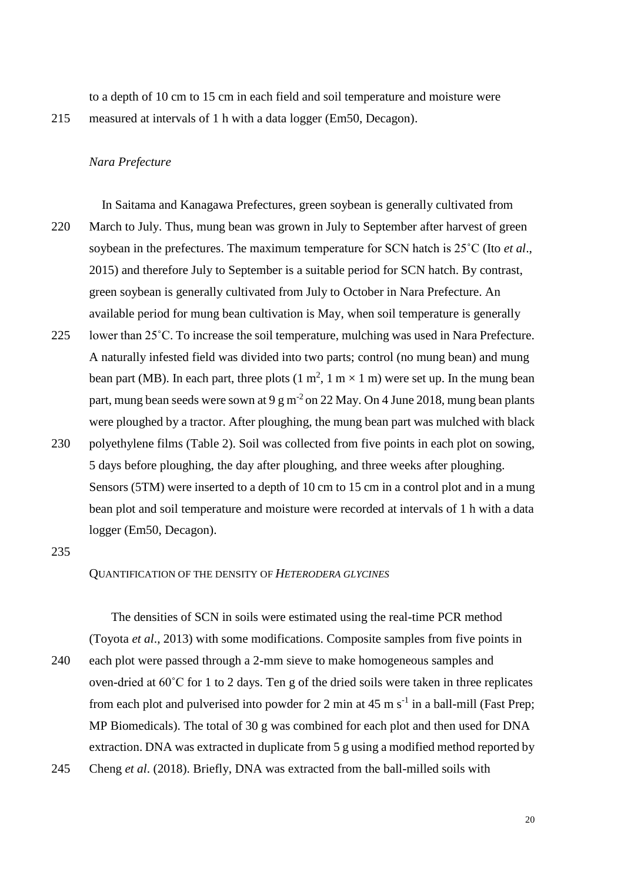to a depth of 10 cm to 15 cm in each field and soil temperature and moisture were measured at intervals of 1 h with a data logger (Em50, Decagon).

*Nara Prefecture*

In Saitama and Kanagawa Prefectures, green soybean is generally cultivated from March to July. Thus, mung bean was grown in July to September after harvest of green soybean in the prefectures. The maximum temperature for SCN hatch is 25˚C (Ito *et al*., 2015) and therefore July to September is a suitable period for SCN hatch. By contrast, green soybean is generally cultivated from July to October in Nara Prefecture. An available period for mung bean cultivation is May, when soil temperature is generally lower than 25˚C. To increase the soil temperature, mulching was used in Nara Prefecture. A naturally infested field was divided into two parts; control (no mung bean) and mung bean part (MB). In each part, three plots (1 $m^2$, 1 m × 1 m) were set up. In the mung bean part, mung bean seeds were sown at 9 g $m^{-2}$ on 22 May. On 4 June 2018, mung bean plants were ploughed by a tractor. After ploughing, the mung bean part was mulched with black polyethylene films (Table 2). Soil was collected from five points in each plot on sowing, 5 days before ploughing, the day after ploughing, and three weeks after ploughing. Sensors (5TM) were inserted to a depth of 10 cm to 15 cm in a control plot and in a mung bean plot and soil temperature and moisture were recorded at intervals of 1 h with a data logger (Em50, Decagon).

## QUANTIFICATION OF THE DENSITY OF *HETERODERA GLYCINES*

The densities of SCN in soils were estimated using the real-time PCR method (Toyota *et al*., 2013) with some modifications. Composite samples from five points in each plot were passed through a 2-mm sieve to make homogeneous samples and oven-dried at 60˚C for 1 to 2 days. Ten g of the dried soils were taken in three replicates from each plot and pulverised into powder for 2 min at 45 m $s^{-1}$ in a ball-mill (Fast Prep; MP Biomedicals). The total of 30 g was combined for each plot and then used for DNA extraction. DNA was extracted in duplicate from 5 g using a modified method reported by Cheng *et al*. (2018). Briefly, DNA was extracted from the ball-milled soils with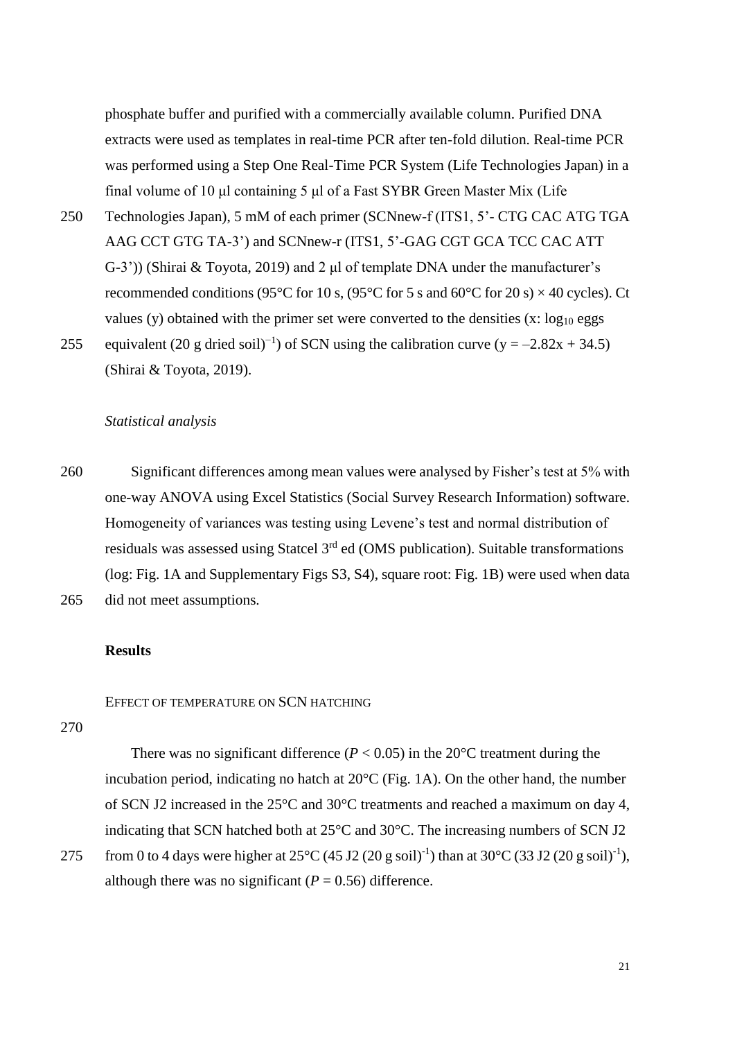phosphate buffer and purified with a commercially available column. Purified DNA extracts were used as templates in real-time PCR after ten-fold dilution. Real-time PCR was performed using a Step One Real-Time PCR System (Life Technologies Japan) in a final volume of 10 μl containing 5 μl of a Fast SYBR Green Master Mix (Life Technologies Japan), 5 mM of each primer (SCNnew-f (ITS1, 5'- CTG CAC ATG TGA AAG CCT GTG TA-3') and SCNnew-r (ITS1, 5'-GAG CGT GCA TCC CAC ATT G-3')) (Shirai & Toyota, 2019) and 2 μl of template DNA under the manufacturer's recommended conditions (95°C for 10 s, (95°C for 5 s and 60°C for 20 s) × 40 cycles). Ct values (y) obtained with the primer set were converted to the densities (x: $\log_{10}$ eggs equivalent (20 g dried soil)$^{-1}$) of SCN using the calibration curve ($y = -2.82x + 34.5$) (Shirai & Toyota, 2019).

*Statistical analysis*

Significant differences among mean values were analysed by Fisher's test at 5% with one-way ANOVA using Excel Statistics (Social Survey Research Information) software. Homogeneity of variances was testing using Levene's test and normal distribution of residuals was assessed using Statcel 3rd ed (OMS publication). Suitable transformations (log: Fig. 1A and Supplementary Figs S3, S4), square root: Fig. 1B) were used when data did not meet assumptions.

## Results

### EFFECT OF TEMPERATURE ON SCN HATCHING

There was no significant difference ($P < 0.05$) in the 20°C treatment during the incubation period, indicating no hatch at 20°C (Fig. 1A). On the other hand, the number of SCN J2 increased in the 25°C and 30°C treatments and reached a maximum on day 4, indicating that SCN hatched both at 25°C and 30°C. The increasing numbers of SCN J2 from 0 to 4 days were higher at 25°C (45 J2 (20 g soil)$^{-1}$) than at 30°C (33 J2 (20 g soil)$^{-1}$), although there was no significant ($P = 0.56$) difference.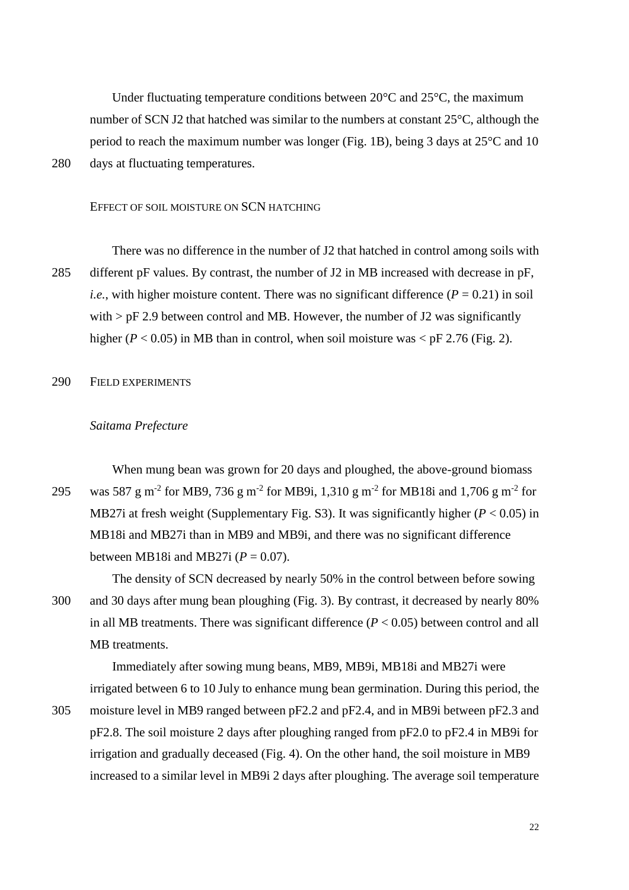Under fluctuating temperature conditions between 20°C and 25°C, the maximum number of SCN J2 that hatched was similar to the numbers at constant 25°C, although the period to reach the maximum number was longer (Fig. 1B), being 3 days at 25°C and 10 days at fluctuating temperatures.

### Effect of soil moisture on SCN hatching

There was no difference in the number of J2 that hatched in control among soils with different pF values. By contrast, the number of J2 in MB increased with decrease in pF, *i.e.*, with higher moisture content. There was no significant difference ($P = 0.21$) in soil with > pF 2.9 between control and MB. However, the number of J2 was significantly higher ($P < 0.05$) in MB than in control, when soil moisture was < pF 2.76 (Fig. 2).

### Field experiments

#### *Saitama Prefecture*

When mung bean was grown for 20 days and ploughed, the above-ground biomass was 587 g $m^{-2}$ for MB9, 736 g $m^{-2}$ for MB9i, 1,310 g $m^{-2}$ for MB18i and 1,706 g $m^{-2}$ for MB27i at fresh weight (Supplementary Fig. S3). It was significantly higher ($P < 0.05$) in MB18i and MB27i than in MB9 and MB9i, and there was no significant difference between MB18i and MB27i ($P = 0.07$).

The density of SCN decreased by nearly 50% in the control between before sowing and 30 days after mung bean ploughing (Fig. 3). By contrast, it decreased by nearly 80% in all MB treatments. There was significant difference ($P < 0.05$) between control and all MB treatments.

Immediately after sowing mung beans, MB9, MB9i, MB18i and MB27i were irrigated between 6 to 10 July to enhance mung bean germination. During this period, the moisture level in MB9 ranged between pF2.2 and pF2.4, and in MB9i between pF2.3 and pF2.8. The soil moisture 2 days after ploughing ranged from pF2.0 to pF2.4 in MB9i for irrigation and gradually deceased (Fig. 4). On the other hand, the soil moisture in MB9 increased to a similar level in MB9i 2 days after ploughing. The average soil temperature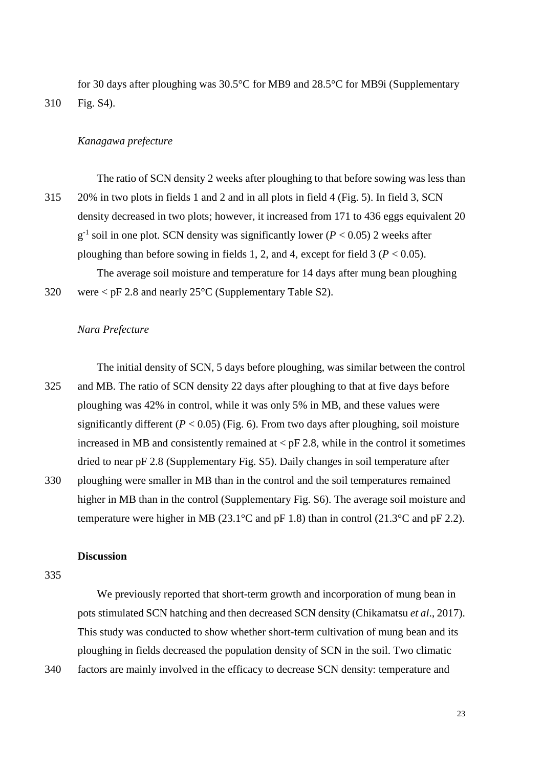for 30 days after ploughing was 30.5°C for MB9 and 28.5°C for MB9i (Supplementary Fig. S4).

*Kanagawa prefecture*

The ratio of SCN density 2 weeks after ploughing to that before sowing was less than 20% in two plots in fields 1 and 2 and in all plots in field 4 (Fig. 5). In field 3, SCN density decreased in two plots; however, it increased from 171 to 436 eggs equivalent 20 $g^{-1}$ soil in one plot. SCN density was significantly lower ($P < 0.05$) 2 weeks after ploughing than before sowing in fields 1, 2, and 4, except for field 3 ($P < 0.05$).

The average soil moisture and temperature for 14 days after mung bean ploughing were < pF 2.8 and nearly 25°C (Supplementary Table S2).

*Nara Prefecture*

The initial density of SCN, 5 days before ploughing, was similar between the control and MB. The ratio of SCN density 22 days after ploughing to that at five days before ploughing was 42% in control, while it was only 5% in MB, and these values were significantly different ($P < 0.05$) (Fig. 6). From two days after ploughing, soil moisture increased in MB and consistently remained at < pF 2.8, while in the control it sometimes dried to near pF 2.8 (Supplementary Fig. S5). Daily changes in soil temperature after ploughing were smaller in MB than in the control and the soil temperatures remained higher in MB than in the control (Supplementary Fig. S6). The average soil moisture and temperature were higher in MB (23.1°C and pF 1.8) than in control (21.3°C and pF 2.2).

## Discussion

We previously reported that short-term growth and incorporation of mung bean in pots stimulated SCN hatching and then decreased SCN density (Chikamatsu *et al*., 2017). This study was conducted to show whether short-term cultivation of mung bean and its ploughing in fields decreased the population density of SCN in the soil. Two climatic factors are mainly involved in the efficacy to decrease SCN density: temperature and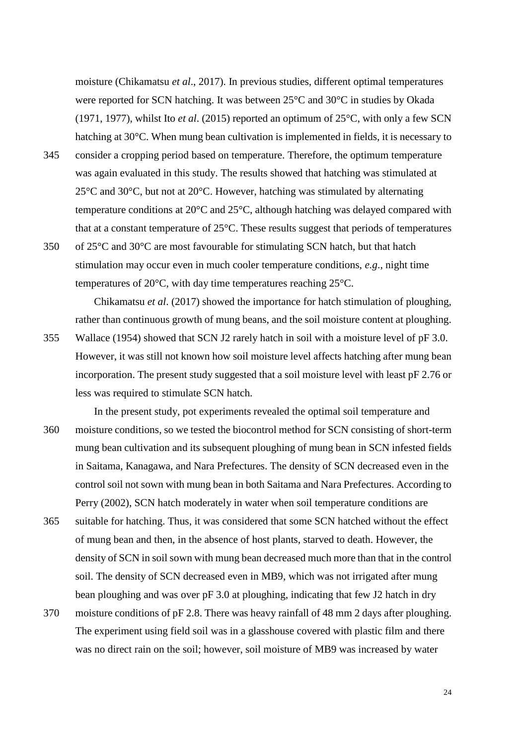moisture (Chikamatsu *et al*., 2017). In previous studies, different optimal temperatures were reported for SCN hatching. It was between 25°C and 30°C in studies by Okada (1971, 1977), whilst Ito *et al*. (2015) reported an optimum of 25°C, with only a few SCN hatching at 30°C. When mung bean cultivation is implemented in fields, it is necessary to consider a cropping period based on temperature. Therefore, the optimum temperature was again evaluated in this study. The results showed that hatching was stimulated at 25°C and 30°C, but not at 20°C. However, hatching was stimulated by alternating temperature conditions at 20°C and 25°C, although hatching was delayed compared with that at a constant temperature of 25°C. These results suggest that periods of temperatures of 25°C and 30°C are most favourable for stimulating SCN hatch, but that hatch stimulation may occur even in much cooler temperature conditions, *e.g*., night time temperatures of 20°C, with day time temperatures reaching 25°C.

Chikamatsu *et al*. (2017) showed the importance for hatch stimulation of ploughing, rather than continuous growth of mung beans, and the soil moisture content at ploughing. Wallace (1954) showed that SCN J2 rarely hatch in soil with a moisture level of pF 3.0. However, it was still not known how soil moisture level affects hatching after mung bean incorporation. The present study suggested that a soil moisture level with least pF 2.76 or less was required to stimulate SCN hatch.

In the present study, pot experiments revealed the optimal soil temperature and moisture conditions, so we tested the biocontrol method for SCN consisting of short-term mung bean cultivation and its subsequent ploughing of mung bean in SCN infested fields in Saitama, Kanagawa, and Nara Prefectures. The density of SCN decreased even in the control soil not sown with mung bean in both Saitama and Nara Prefectures. According to Perry (2002), SCN hatch moderately in water when soil temperature conditions are suitable for hatching. Thus, it was considered that some SCN hatched without the effect of mung bean and then, in the absence of host plants, starved to death. However, the density of SCN in soil sown with mung bean decreased much more than that in the control soil. The density of SCN decreased even in MB9, which was not irrigated after mung bean ploughing and was over pF 3.0 at ploughing, indicating that few J2 hatch in dry moisture conditions of pF 2.8. There was heavy rainfall of 48 mm 2 days after ploughing. The experiment using field soil was in a glasshouse covered with plastic film and there was no direct rain on the soil; however, soil moisture of MB9 was increased by water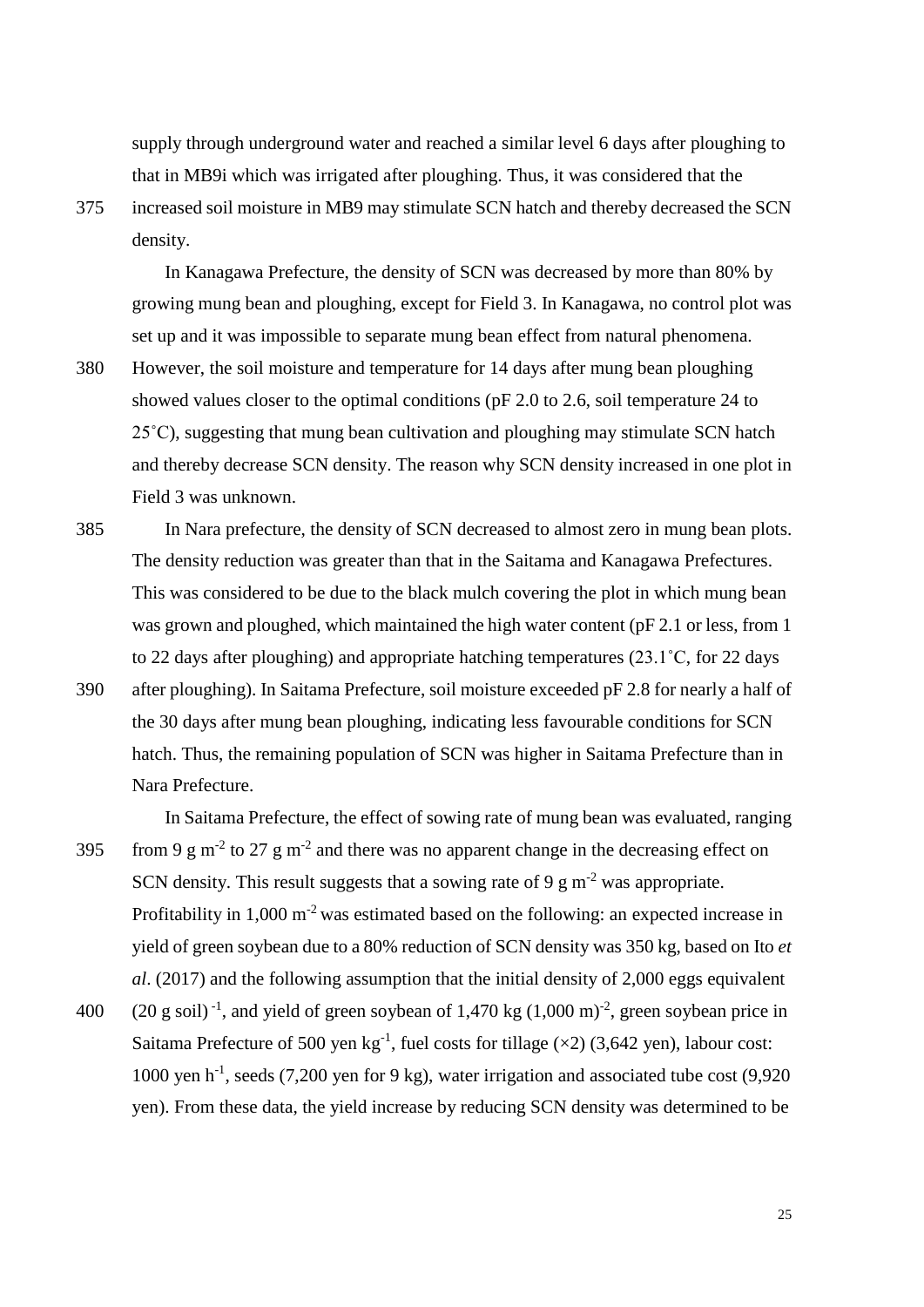supply through underground water and reached a similar level 6 days after ploughing to that in MB9i which was irrigated after ploughing. Thus, it was considered that the increased soil moisture in MB9 may stimulate SCN hatch and thereby decreased the SCN density.

In Kanagawa Prefecture, the density of SCN was decreased by more than 80% by growing mung bean and ploughing, except for Field 3. In Kanagawa, no control plot was set up and it was impossible to separate mung bean effect from natural phenomena. However, the soil moisture and temperature for 14 days after mung bean ploughing showed values closer to the optimal conditions (pF 2.0 to 2.6, soil temperature 24 to 25˚C), suggesting that mung bean cultivation and ploughing may stimulate SCN hatch and thereby decrease SCN density. The reason why SCN density increased in one plot in Field 3 was unknown.

In Nara prefecture, the density of SCN decreased to almost zero in mung bean plots. The density reduction was greater than that in the Saitama and Kanagawa Prefectures. This was considered to be due to the black mulch covering the plot in which mung bean was grown and ploughed, which maintained the high water content (pF 2.1 or less, from 1 to 22 days after ploughing) and appropriate hatching temperatures (23.1˚C, for 22 days after ploughing). In Saitama Prefecture, soil moisture exceeded pF 2.8 for nearly a half of the 30 days after mung bean ploughing, indicating less favourable conditions for SCN hatch. Thus, the remaining population of SCN was higher in Saitama Prefecture than in Nara Prefecture.

In Saitama Prefecture, the effect of sowing rate of mung bean was evaluated, ranging from 9 g $m^{-2}$ to 27 g $m^{-2}$ and there was no apparent change in the decreasing effect on SCN density. This result suggests that a sowing rate of 9 g $m^{-2}$ was appropriate. Profitability in 1,000 $m^{-2}$ was estimated based on the following: an expected increase in yield of green soybean due to a 80% reduction of SCN density was 350 kg, based on Ito *et al*. (2017) and the following assumption that the initial density of 2,000 eggs equivalent $(20\text{ g soil})^{-1}$, and yield of green soybean of 1,470 kg $(1{,}000\text{ m})^{-2}$, green soybean price in Saitama Prefecture of 500 yen $kg^{-1}$, fuel costs for tillage (×2) (3,642 yen), labour cost: 1000 yen $h^{-1}$, seeds (7,200 yen for 9 kg), water irrigation and associated tube cost (9,920 yen). From these data, the yield increase by reducing SCN density was determined to be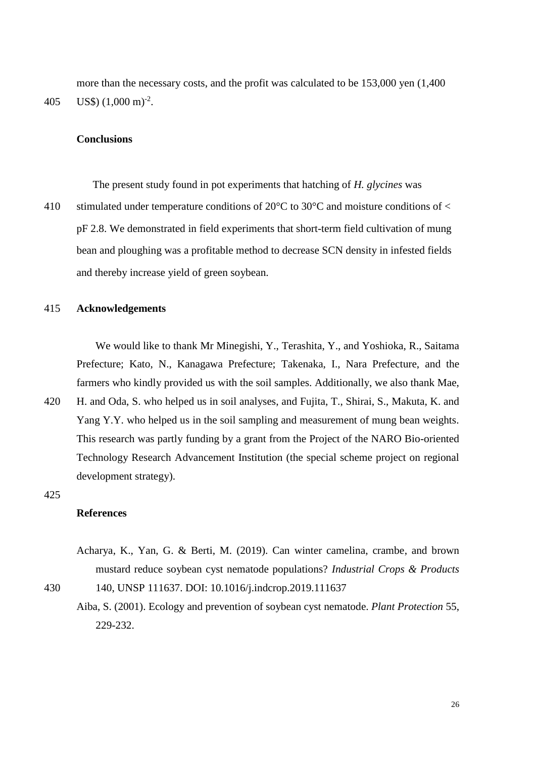more than the necessary costs, and the profit was calculated to be 153,000 yen (1,400 US$) $(1,000\ m)^{-2}$.

## Conclusions

The present study found in pot experiments that hatching of *H. glycines* was stimulated under temperature conditions of 20°C to 30°C and moisture conditions of < pF 2.8. We demonstrated in field experiments that short-term field cultivation of mung bean and ploughing was a profitable method to decrease SCN density in infested fields and thereby increase yield of green soybean.

## Acknowledgements

We would like to thank Mr Minegishi, Y., Terashita, Y., and Yoshioka, R., Saitama Prefecture; Kato, N., Kanagawa Prefecture; Takenaka, I., Nara Prefecture, and the farmers who kindly provided us with the soil samples. Additionally, we also thank Mae, H. and Oda, S. who helped us in soil analyses, and Fujita, T., Shirai, S., Makuta, K. and Yang Y.Y. who helped us in the soil sampling and measurement of mung bean weights. This research was partly funding by a grant from the Project of the NARO Bio-oriented Technology Research Advancement Institution (the special scheme project on regional development strategy).

## References

Acharya, K., Yan, G. & Berti, M. (2019). Can winter camelina, crambe, and brown mustard reduce soybean cyst nematode populations? *Industrial Crops & Products* 140, UNSP 111637. DOI: 10.1016/j.indcrop.2019.111637

Aiba, S. (2001). Ecology and prevention of soybean cyst nematode. *Plant Protection* 55, 229-232.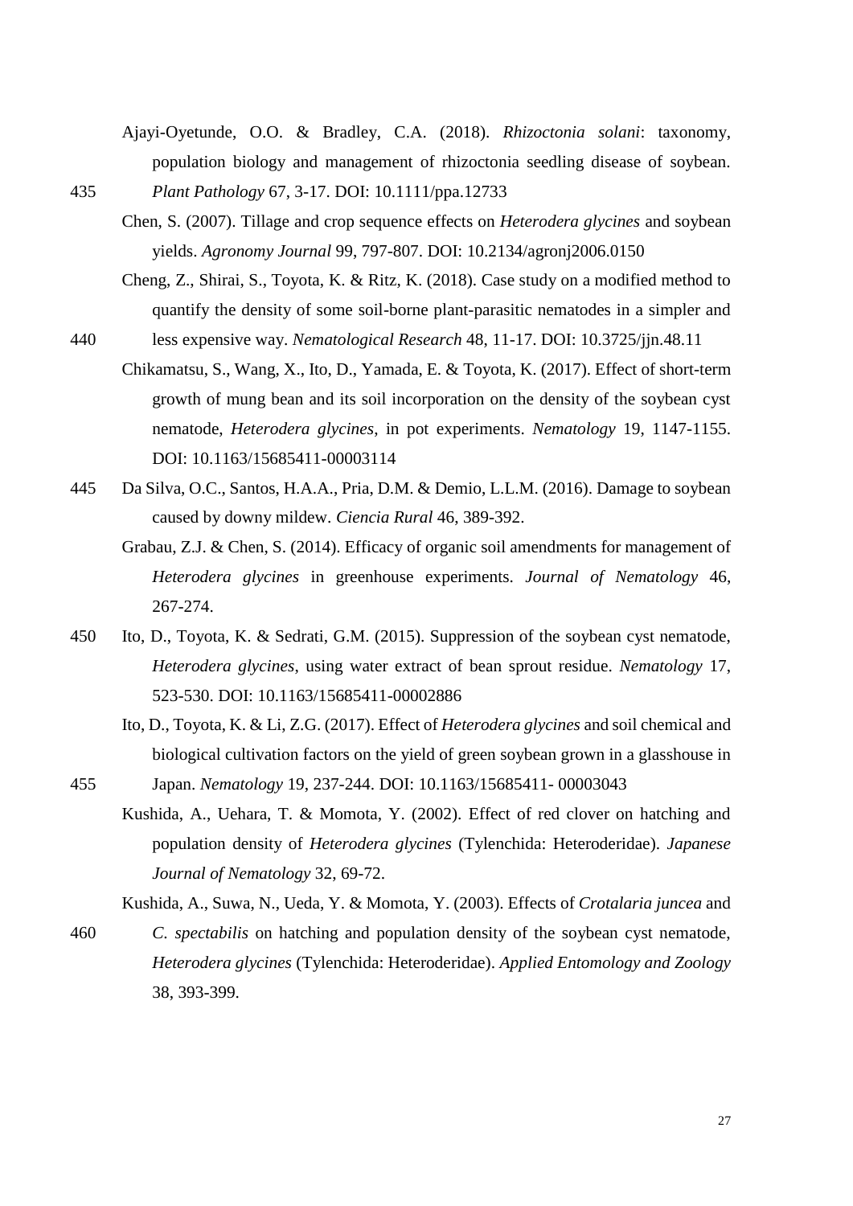Ajayi-Oyetunde, O.O. & Bradley, C.A. (2018). *Rhizoctonia solani*: taxonomy, population biology and management of rhizoctonia seedling disease of soybean. *Plant Pathology* 67, 3-17. DOI: 10.1111/ppa.12733

Chen, S. (2007). Tillage and crop sequence effects on *Heterodera glycines* and soybean yields. *Agronomy Journal* 99, 797-807. DOI: 10.2134/agronj2006.0150

Cheng, Z., Shirai, S., Toyota, K. & Ritz, K. (2018). Case study on a modified method to quantify the density of some soil-borne plant-parasitic nematodes in a simpler and less expensive way. *Nematological Research* 48, 11-17. DOI: 10.3725/jjn.48.11

Chikamatsu, S., Wang, X., Ito, D., Yamada, E. & Toyota, K. (2017). Effect of short-term growth of mung bean and its soil incorporation on the density of the soybean cyst nematode, *Heterodera glycines*, in pot experiments. *Nematology* 19, 1147-1155. DOI: 10.1163/15685411-00003114

Da Silva, O.C., Santos, H.A.A., Pria, D.M. & Demio, L.L.M. (2016). Damage to soybean caused by downy mildew. *Ciencia Rural* 46, 389-392.

Grabau, Z.J. & Chen, S. (2014). Efficacy of organic soil amendments for management of *Heterodera glycines* in greenhouse experiments. *Journal of Nematology* 46, 267-274.

Ito, D., Toyota, K. & Sedrati, G.M. (2015). Suppression of the soybean cyst nematode, *Heterodera glycines*, using water extract of bean sprout residue. *Nematology* 17, 523-530. DOI: 10.1163/15685411-00002886

Ito, D., Toyota, K. & Li, Z.G. (2017). Effect of *Heterodera glycines* and soil chemical and biological cultivation factors on the yield of green soybean grown in a glasshouse in Japan. *Nematology* 19, 237-244. DOI: 10.1163/15685411- 00003043

Kushida, A., Uehara, T. & Momota, Y. (2002). Effect of red clover on hatching and population density of *Heterodera glycines* (Tylenchida: Heteroderidae). *Japanese Journal of Nematology* 32, 69-72.

Kushida, A., Suwa, N., Ueda, Y. & Momota, Y. (2003). Effects of *Crotalaria juncea* and *C. spectabilis* on hatching and population density of the soybean cyst nematode, *Heterodera glycines* (Tylenchida: Heteroderidae). *Applied Entomology and Zoology* 38, 393-399.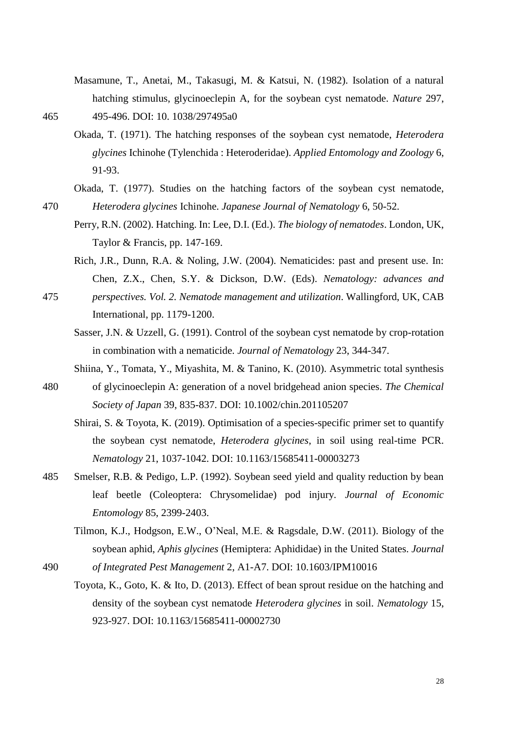Masamune, T., Anetai, M., Takasugi, M. & Katsui, N. (1982). Isolation of a natural hatching stimulus, glycinoeclepin A, for the soybean cyst nematode. *Nature* 297, 495-496. DOI: 10. 1038/297495a0

Okada, T. (1971). The hatching responses of the soybean cyst nematode, *Heterodera glycines* Ichinohe (Tylenchida : Heteroderidae). *Applied Entomology and Zoology* 6, 91-93.

Okada, T. (1977). Studies on the hatching factors of the soybean cyst nematode, *Heterodera glycines* Ichinohe. *Japanese Journal of Nematology* 6, 50-52.

Perry, R.N. (2002). Hatching. In: Lee, D.I. (Ed.). *The biology of nematodes*. London, UK, Taylor & Francis, pp. 147-169.

Rich, J.R., Dunn, R.A. & Noling, J.W. (2004). Nematicides: past and present use. In: Chen, Z.X., Chen, S.Y. & Dickson, D.W. (Eds). *Nematology: advances and perspectives. Vol. 2. Nematode management and utilization*. Wallingford, UK, CAB International, pp. 1179-1200.

Sasser, J.N. & Uzzell, G. (1991). Control of the soybean cyst nematode by crop-rotation in combination with a nematicide. *Journal of Nematology* 23, 344-347.

Shiina, Y., Tomata, Y., Miyashita, M. & Tanino, K. (2010). Asymmetric total synthesis of glycinoeclepin A: generation of a novel bridgehead anion species. *The Chemical Society of Japan* 39, 835-837. DOI: 10.1002/chin.201105207

Shirai, S. & Toyota, K. (2019). Optimisation of a species-specific primer set to quantify the soybean cyst nematode, *Heterodera glycines*, in soil using real-time PCR. *Nematology* 21, 1037-1042. DOI: 10.1163/15685411-00003273

Smelser, R.B. & Pedigo, L.P. (1992). Soybean seed yield and quality reduction by bean leaf beetle (Coleoptera: Chrysomelidae) pod injury. *Journal of Economic Entomology* 85, 2399-2403.

Tilmon, K.J., Hodgson, E.W., O'Neal, M.E. & Ragsdale, D.W. (2011). Biology of the soybean aphid, *Aphis glycines* (Hemiptera: Aphididae) in the United States. *Journal of Integrated Pest Management* 2, A1-A7. DOI: 10.1603/IPM10016

Toyota, K., Goto, K. & Ito, D. (2013). Effect of bean sprout residue on the hatching and density of the soybean cyst nematode *Heterodera glycines* in soil. *Nematology* 15, 923-927. DOI: 10.1163/15685411-00002730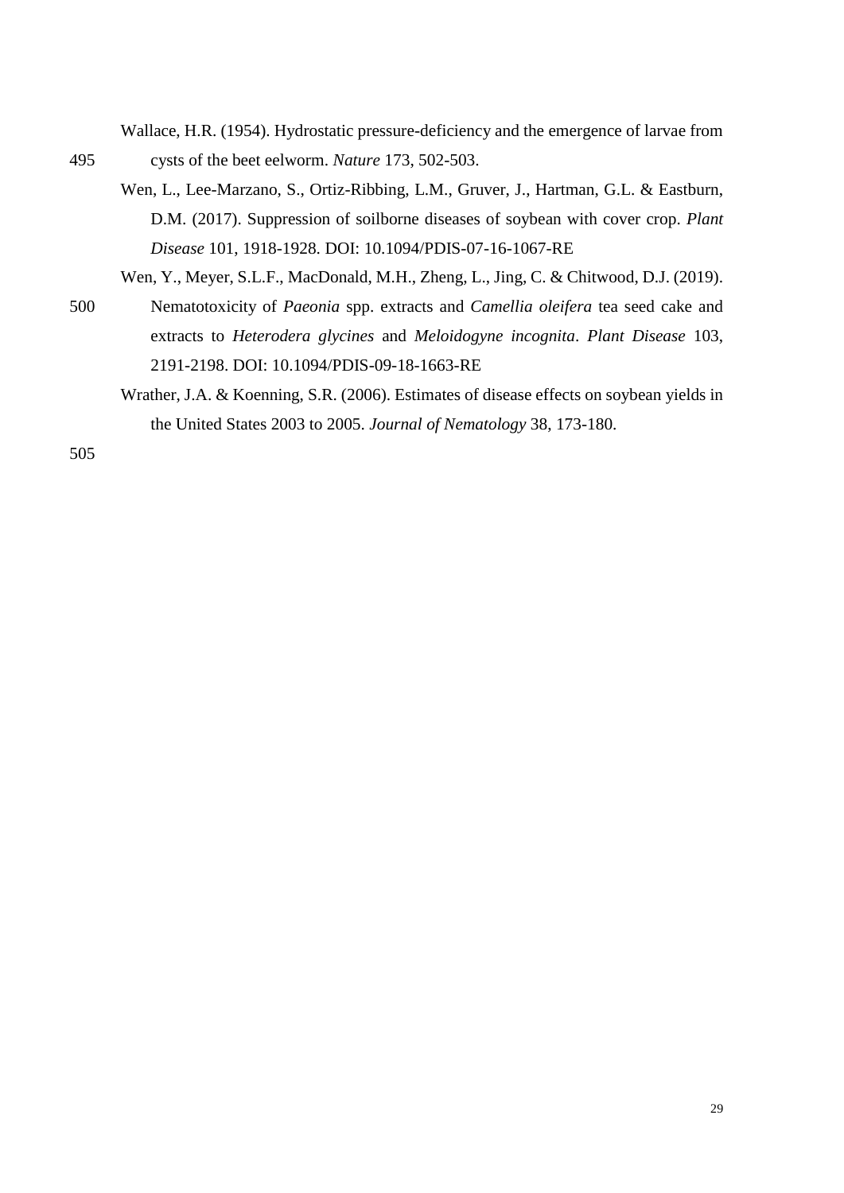Wallace, H.R. (1954). Hydrostatic pressure-deficiency and the emergence of larvae from cysts of the beet eelworm. *Nature* 173, 502-503.

Wen, L., Lee-Marzano, S., Ortiz-Ribbing, L.M., Gruver, J., Hartman, G.L. & Eastburn, D.M. (2017). Suppression of soilborne diseases of soybean with cover crop. *Plant Disease* 101, 1918-1928. DOI: 10.1094/PDIS-07-16-1067-RE

Wen, Y., Meyer, S.L.F., MacDonald, M.H., Zheng, L., Jing, C. & Chitwood, D.J. (2019). Nematotoxicity of *Paeonia* spp. extracts and *Camellia oleifera* tea seed cake and extracts to *Heterodera glycines* and *Meloidogyne incognita*. *Plant Disease* 103, 2191-2198. DOI: 10.1094/PDIS-09-18-1663-RE

Wrather, J.A. & Koenning, S.R. (2006). Estimates of disease effects on soybean yields in the United States 2003 to 2005. *Journal of Nematology* 38, 173-180.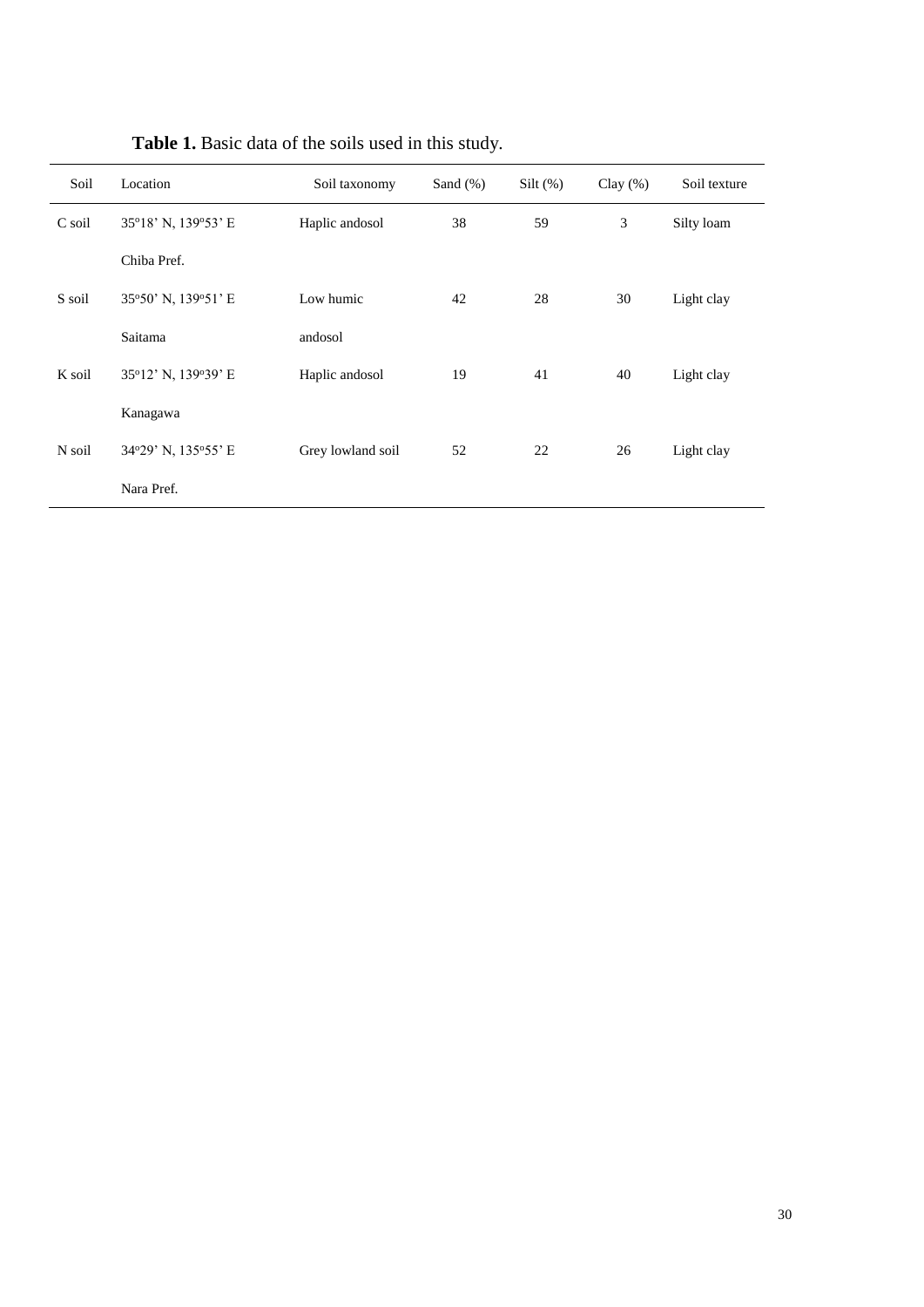**Table 1.** Basic data of the soils used in this study.

| Soil | Location | Soil taxonomy | Sand (%) | Silt (%) | Clay (%) | Soil texture |
|---|---|---|---|---|---|---|
| C soil | 35°18' N, 139°53' E Chiba Pref. | Haplic andosol | 38 | 59 | 3 | Silty loam |
| S soil | 35°50' N, 139°51' E Saitama | Low humic andosol | 42 | 28 | 30 | Light clay |
| K soil | 35°12' N, 139°39' E Kanagawa | Haplic andosol | 19 | 41 | 40 | Light clay |
| N soil | 34°29' N, 135°55' E Nara Pref. | Grey lowland soil | 52 | 22 | 26 | Light clay |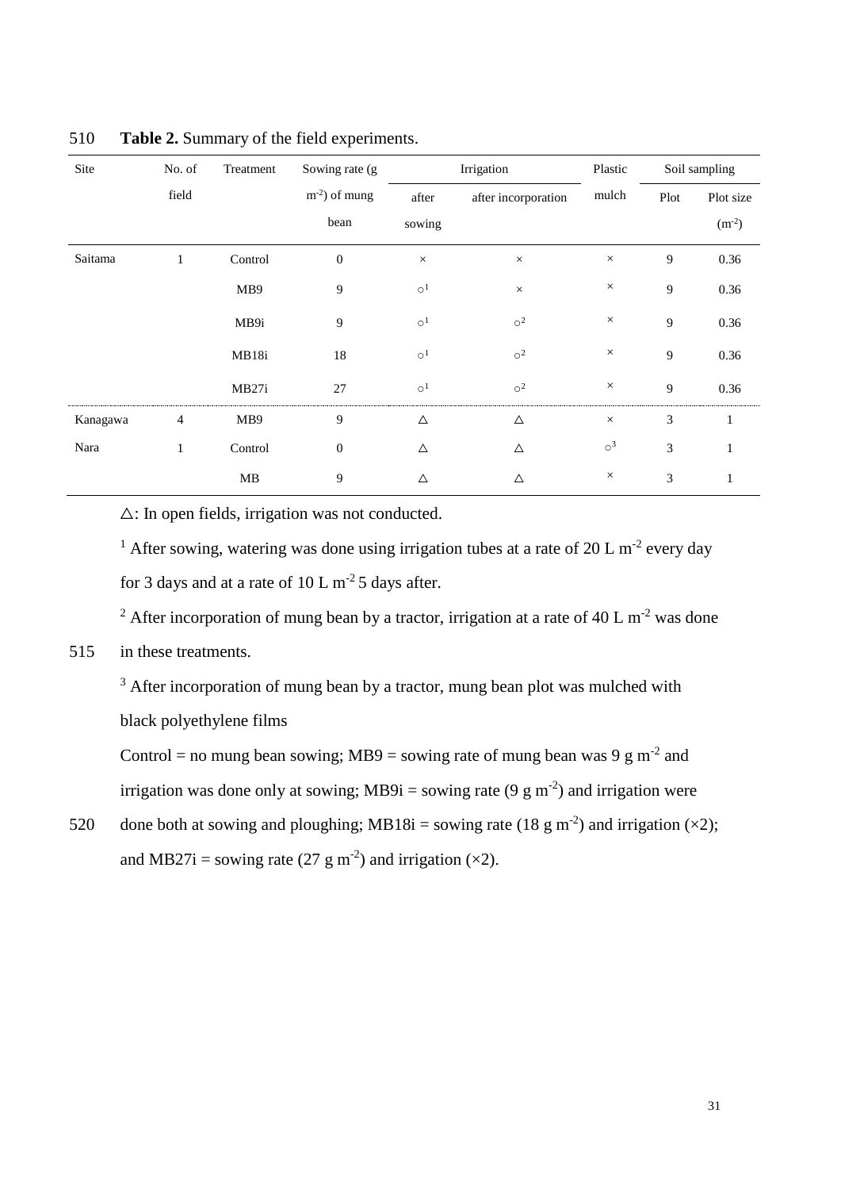**Table 2.** Summary of the field experiments.

| Site | No. of field | Treatment | Sowing rate ($g\ m^{-2}$) of mung bean | Irrigation | | Plastic mulch | Soil sampling | |
|---|---|---|---|---|---|---|---|---|
| | | | | after sowing | after incorporation | | Plot | Plot size ($m^{-2}$) |
| Saitama | 1 | Control | 0 | × | × | × | 9 | 0.36 |
| | | MB9 | 9 | ○[1] | × | × | 9 | 0.36 |
| | | MB9i | 9 | ○[1] | ○[2] | × | 9 | 0.36 |
| | | MB18i | 18 | ○[1] | ○[2] | × | 9 | 0.36 |
| | | MB27i | 27 | ○[1] | ○[2] | × | 9 | 0.36 |
| Kanagawa | 4 | MB9 | 9 | △ | △ | × | 3 | 1 |
| Nara | 1 | Control | 0 | △ | △ | ○[3] | 3 | 1 |
| | | MB | 9 | △ | △ | × | 3 | 1 |

△: In open fields, irrigation was not conducted.

[1] After sowing, watering was done using irrigation tubes at a rate of 20 L $m^{-2}$ every day for 3 days and at a rate of 10 L $m^{-2}$ 5 days after.

[2] After incorporation of mung bean by a tractor, irrigation at a rate of 40 L $m^{-2}$ was done in these treatments.

[3] After incorporation of mung bean by a tractor, mung bean plot was mulched with black polyethylene films

Control = no mung bean sowing; MB9 = sowing rate of mung bean was 9 g $m^{-2}$ and irrigation was done only at sowing; MB9i = sowing rate (9 g $m^{-2}$) and irrigation were done both at sowing and ploughing; MB18i = sowing rate (18 g $m^{-2}$) and irrigation (×2); and MB27i = sowing rate (27 g $m^{-2}$) and irrigation (×2).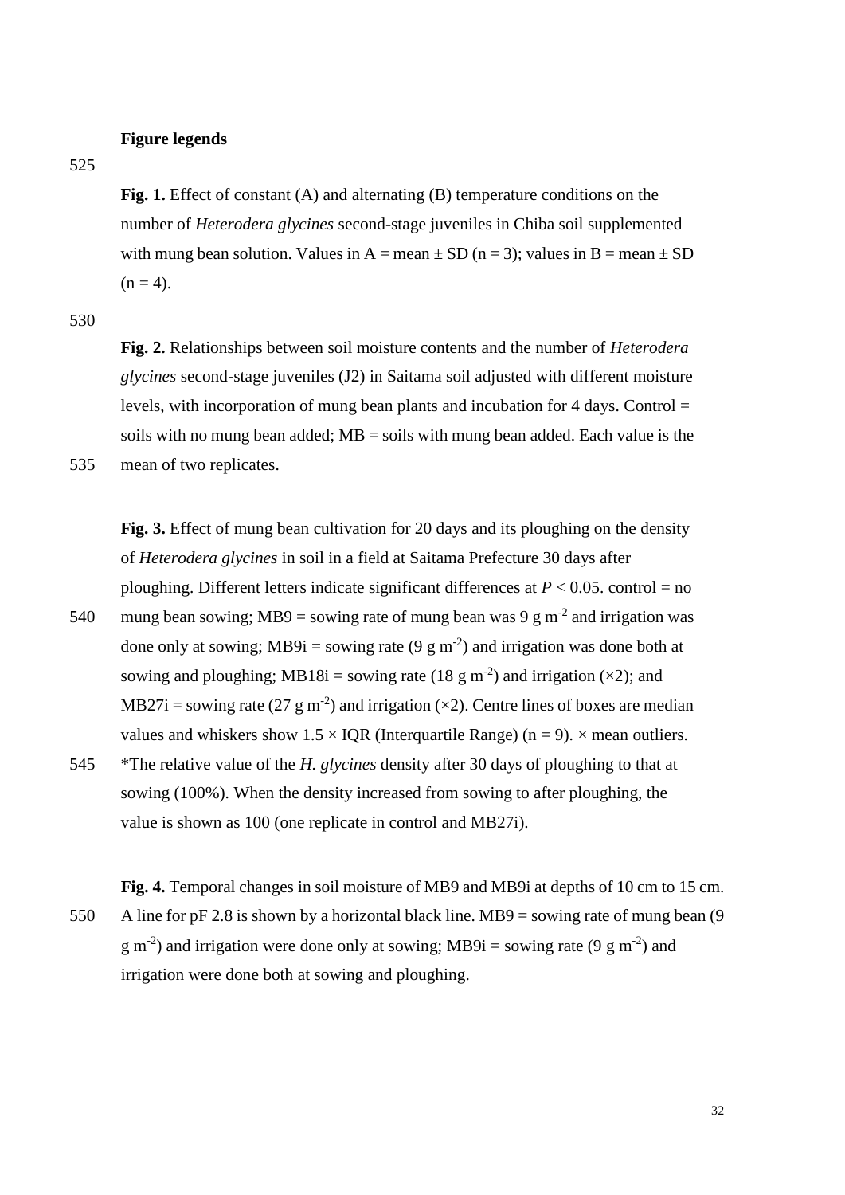## Figure legends

**Fig. 1.** Effect of constant (A) and alternating (B) temperature conditions on the number of *Heterodera glycines* second-stage juveniles in Chiba soil supplemented with mung bean solution. Values in A = mean ± SD (n = 3); values in B = mean ± SD (n = 4).

**Fig. 2.** Relationships between soil moisture contents and the number of *Heterodera glycines* second-stage juveniles (J2) in Saitama soil adjusted with different moisture levels, with incorporation of mung bean plants and incubation for 4 days. Control = soils with no mung bean added; MB = soils with mung bean added. Each value is the mean of two replicates.

**Fig. 3.** Effect of mung bean cultivation for 20 days and its ploughing on the density of *Heterodera glycines* in soil in a field at Saitama Prefecture 30 days after ploughing. Different letters indicate significant differences at $P < 0.05$. control = no mung bean sowing; MB9 = sowing rate of mung bean was 9 g $m^{-2}$ and irrigation was done only at sowing; MB9i = sowing rate (9 g $m^{-2}$) and irrigation was done both at sowing and ploughing; MB18i = sowing rate (18 g $m^{-2}$) and irrigation (×2); and MB27i = sowing rate (27 g $m^{-2}$) and irrigation (×2). Centre lines of boxes are median values and whiskers show 1.5 × IQR (Interquartile Range) (n = 9). × mean outliers. *The relative value of the *H. glycines* density after 30 days of ploughing to that at sowing (100%). When the density increased from sowing to after ploughing, the value is shown as 100 (one replicate in control and MB27i).

**Fig. 4.** Temporal changes in soil moisture of MB9 and MB9i at depths of 10 cm to 15 cm. A line for pF 2.8 is shown by a horizontal black line. MB9 = sowing rate of mung bean (9 g $m^{-2}$) and irrigation were done only at sowing; MB9i = sowing rate (9 g $m^{-2}$) and irrigation were done both at sowing and ploughing.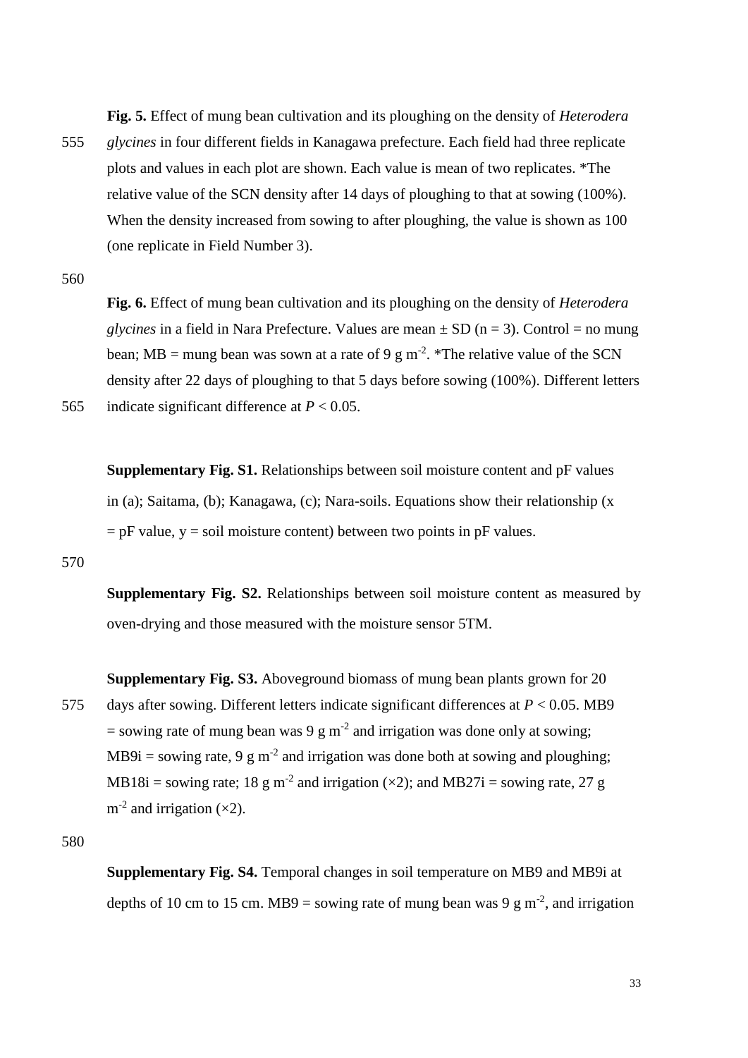**Fig. 5.** Effect of mung bean cultivation and its ploughing on the density of *Heterodera glycines* in four different fields in Kanagawa prefecture. Each field had three replicate plots and values in each plot are shown. Each value is mean of two replicates. *The relative value of the SCN density after 14 days of ploughing to that at sowing (100%). When the density increased from sowing to after ploughing, the value is shown as 100 (one replicate in Field Number 3).

**Fig. 6.** Effect of mung bean cultivation and its ploughing on the density of *Heterodera glycines* in a field in Nara Prefecture. Values are mean ± SD (n = 3). Control = no mung bean; MB = mung bean was sown at a rate of 9 g $m^{-2}$. *The relative value of the SCN density after 22 days of ploughing to that 5 days before sowing (100%). Different letters indicate significant difference at $P < 0.05$.

**Supplementary Fig. S1.** Relationships between soil moisture content and pF values in (a); Saitama, (b); Kanagawa, (c); Nara-soils. Equations show their relationship (x = pF value, y = soil moisture content) between two points in pF values.

**Supplementary Fig. S2.** Relationships between soil moisture content as measured by oven-drying and those measured with the moisture sensor 5TM.

**Supplementary Fig. S3.** Aboveground biomass of mung bean plants grown for 20 days after sowing. Different letters indicate significant differences at $P < 0.05$. MB9 = sowing rate of mung bean was 9 g $m^{-2}$ and irrigation was done only at sowing; MB9i = sowing rate, 9 g $m^{-2}$ and irrigation was done both at sowing and ploughing; MB18i = sowing rate; 18 g $m^{-2}$ and irrigation (×2); and MB27i = sowing rate, 27 g $m^{-2}$ and irrigation (×2).

**Supplementary Fig. S4.** Temporal changes in soil temperature on MB9 and MB9i at depths of 10 cm to 15 cm. MB9 = sowing rate of mung bean was 9 g $m^{-2}$, and irrigation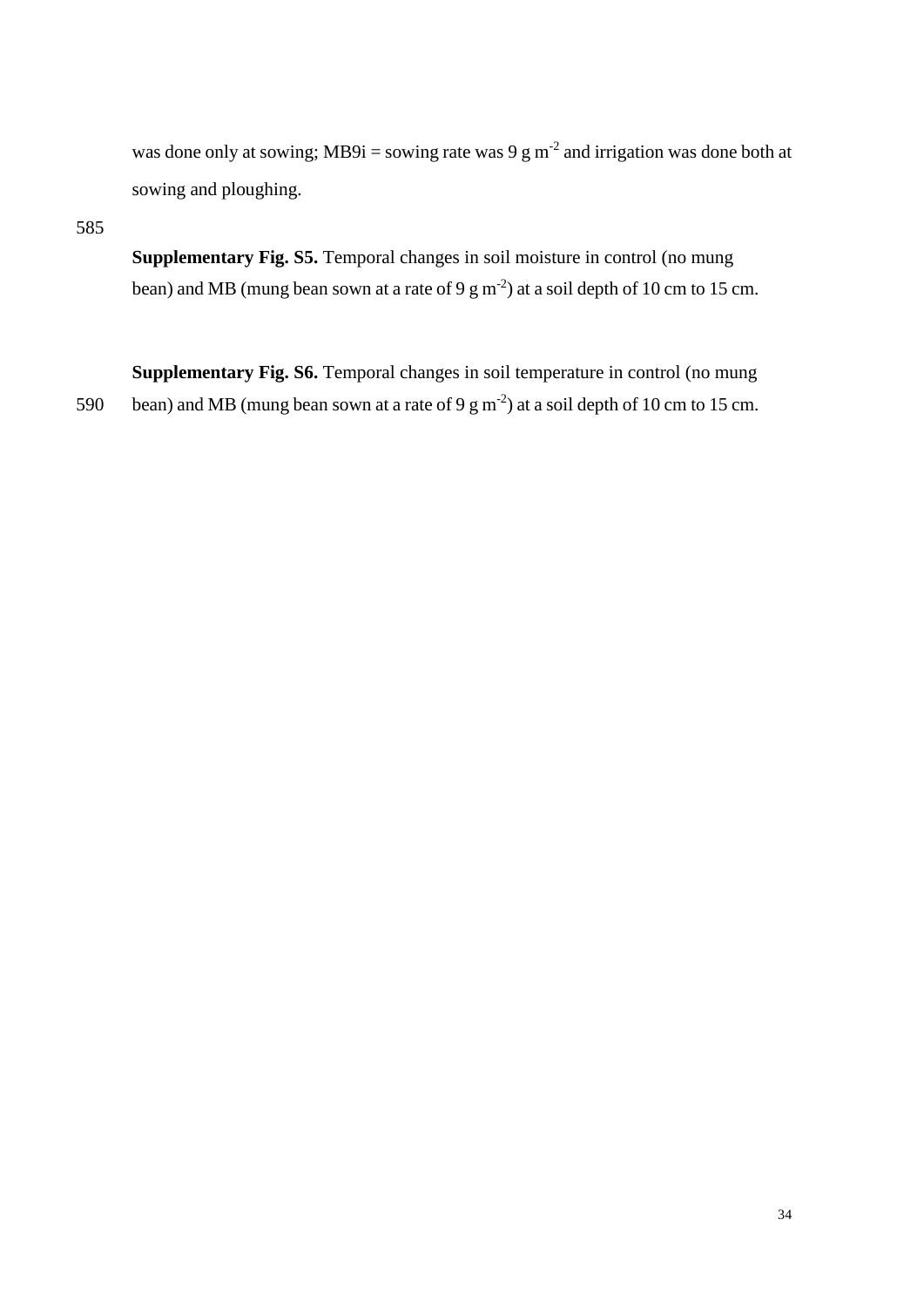was done only at sowing; MB9i = sowing rate was 9 g $m^{-2}$ and irrigation was done both at sowing and ploughing.

**Supplementary Fig. S5.** Temporal changes in soil moisture in control (no mung bean) and MB (mung bean sown at a rate of 9 g $m^{-2}$) at a soil depth of 10 cm to 15 cm.

**Supplementary Fig. S6.** Temporal changes in soil temperature in control (no mung bean) and MB (mung bean sown at a rate of 9 g $m^{-2}$) at a soil depth of 10 cm to 15 cm.